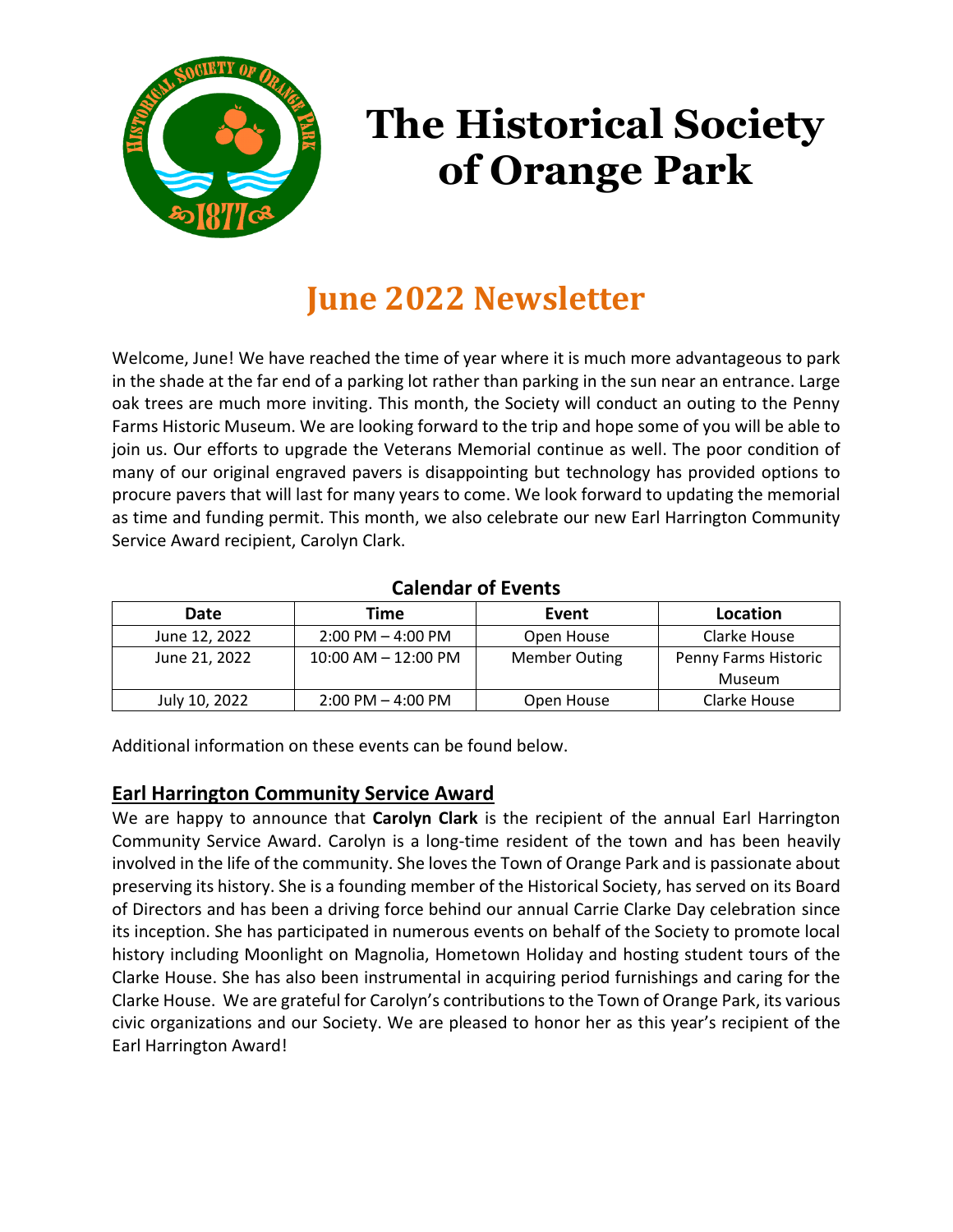# The Historical Society of Orange Park

## June 2022 Newsletter

Welcome, June! We have reached the time of year where it is much more advantageous to park in the shade at the far end of a parking lot rather than parking in the sun near an entrance. Large oak trees are much more inviting. This month, the Society will conduct an outing to the Penny Farms Historic Museum. We are looking forward to the trip and hope some of you will be able to join us. Our efforts to upgrade the Veterans Memorial continue as well. The poor condition of many of our original engraved pavers is disappointing but technology has provided options to procure pavers that will last for many years to come. We look forward to updating the memorial as time and funding permit. This month, we also celebrate our new Earl Harrington Community Service Award recipient, Carolyn Clark.

**Calendar of Events**

| Date | Time | Event | Location |
|---|---|---|---|
| June 12, 2022 | 2:00 PM – 4:00 PM | Open House | Clarke House |
| June 21, 2022 | 10:00 AM – 12:00 PM | Member Outing | Penny Farms Historic Museum |
| July 10, 2022 | 2:00 PM – 4:00 PM | Open House | Clarke House |

Additional information on these events can be found below.

### Earl Harrington Community Service Award

We are happy to announce that **Carolyn Clark** is the recipient of the annual Earl Harrington Community Service Award. Carolyn is a long-time resident of the town and has been heavily involved in the life of the community. She loves the Town of Orange Park and is passionate about preserving its history. She is a founding member of the Historical Society, has served on its Board of Directors and has been a driving force behind our annual Carrie Clarke Day celebration since its inception. She has participated in numerous events on behalf of the Society to promote local history including Moonlight on Magnolia, Hometown Holiday and hosting student tours of the Clarke House. She has also been instrumental in acquiring period furnishings and caring for the Clarke House. We are grateful for Carolyn's contributions to the Town of Orange Park, its various civic organizations and our Society. We are pleased to honor her as this year's recipient of the Earl Harrington Award!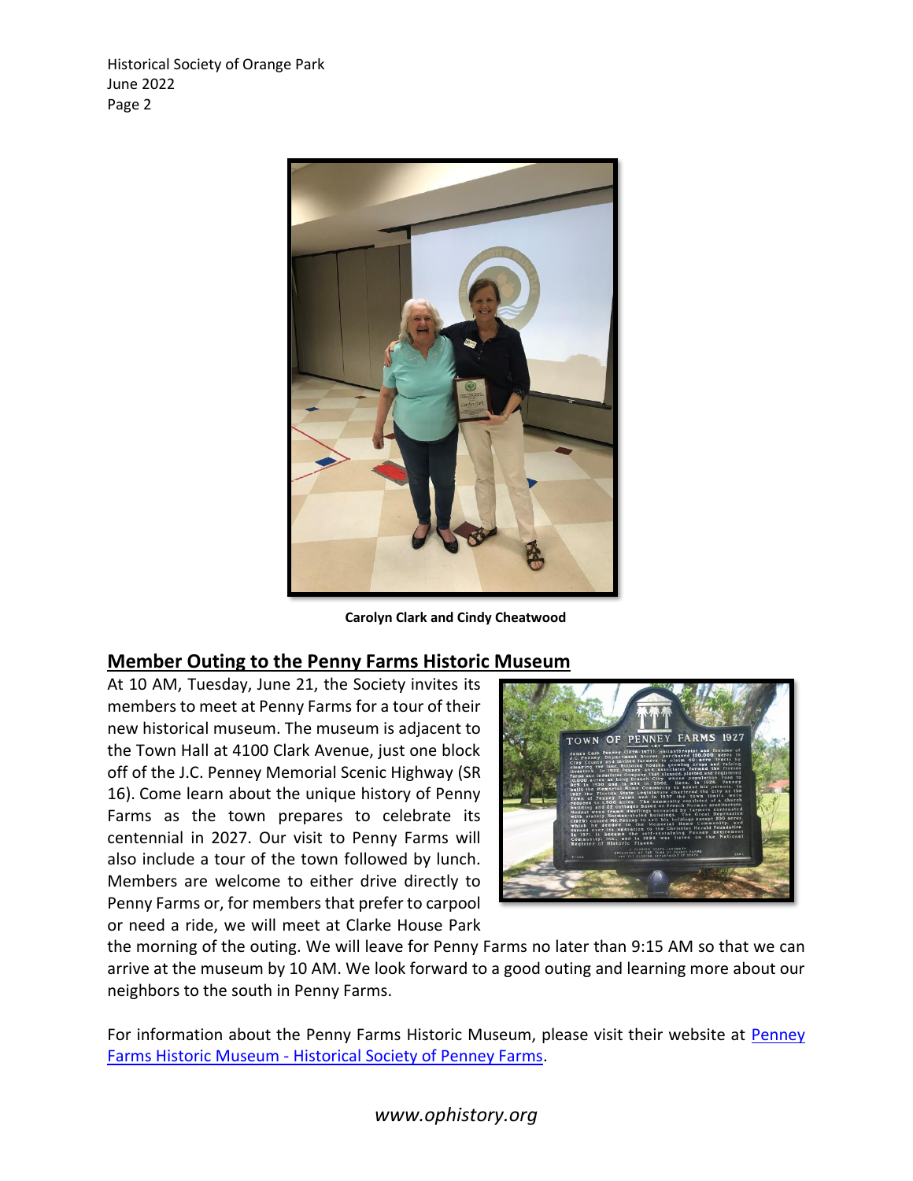Carolyn Clark and Cindy Cheatwood

## Member Outing to the Penny Farms Historic Museum

At 10 AM, Tuesday, June 21, the Society invites its members to meet at Penny Farms for a tour of their new historical museum. The museum is adjacent to the Town Hall at 4100 Clark Avenue, just one block off of the J.C. Penney Memorial Scenic Highway (SR 16). Come learn about the unique history of Penny Farms as the town prepares to celebrate its centennial in 2027. Our visit to Penny Farms will also include a tour of the town followed by lunch. Members are welcome to either drive directly to Penny Farms or, for members that prefer to carpool or need a ride, we will meet at Clarke House Park the morning of the outing. We will leave for Penny Farms no later than 9:15 AM so that we can arrive at the museum by 10 AM. We look forward to a good outing and learning more about our neighbors to the south in Penny Farms.

For information about the Penny Farms Historic Museum, please visit their website at [Penney Farms Historic Museum - Historical Society of Penney Farms](#).

*www.ophistory.org*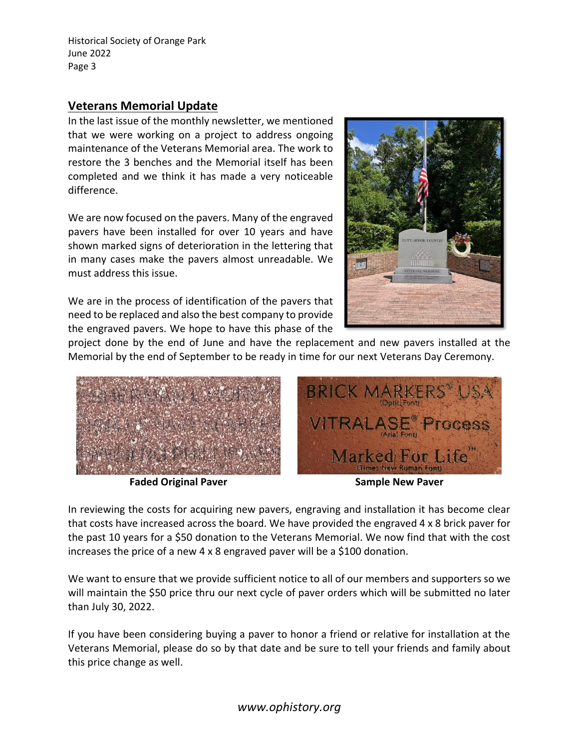## Veterans Memorial Update

In the last issue of the monthly newsletter, we mentioned that we were working on a project to address ongoing maintenance of the Veterans Memorial area. The work to restore the 3 benches and the Memorial itself has been completed and we think it has made a very noticeable difference.

We are now focused on the pavers. Many of the engraved pavers have been installed for over 10 years and have shown marked signs of deterioration in the lettering that in many cases make the pavers almost unreadable. We must address this issue.

We are in the process of identification of the pavers that need to be replaced and also the best company to provide the engraved pavers. We hope to have this phase of the project done by the end of June and have the replacement and new pavers installed at the Memorial by the end of September to be ready in time for our next Veterans Day Ceremony.

**Faded Original Paver**

**Sample New Paver**

In reviewing the costs for acquiring new pavers, engraving and installation it has become clear that costs have increased across the board. We have provided the engraved 4 x 8 brick paver for the past 10 years for a $50 donation to the Veterans Memorial. We now find that with the cost increases the price of a new 4 x 8 engraved paver will be a $100 donation.

We want to ensure that we provide sufficient notice to all of our members and supporters so we will maintain the $50 price thru our next cycle of paver orders which will be submitted no later than July 30, 2022.

If you have been considering buying a paver to honor a friend or relative for installation at the Veterans Memorial, please do so by that date and be sure to tell your friends and family about this price change as well.

*www.ophistory.org*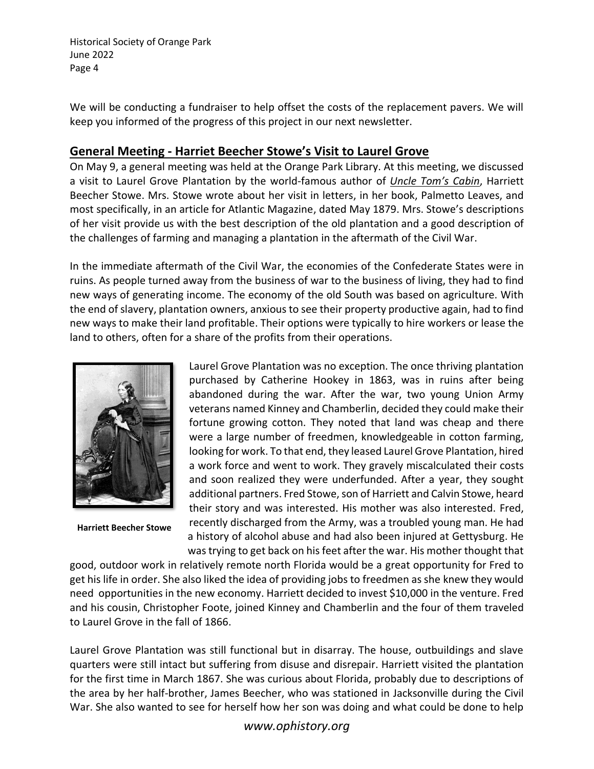We will be conducting a fundraiser to help offset the costs of the replacement pavers. We will keep you informed of the progress of this project in our next newsletter.

## General Meeting - Harriet Beecher Stowe's Visit to Laurel Grove

On May 9, a general meeting was held at the Orange Park Library. At this meeting, we discussed a visit to Laurel Grove Plantation by the world-famous author of *Uncle Tom's Cabin*, Harriett Beecher Stowe. Mrs. Stowe wrote about her visit in letters, in her book, Palmetto Leaves, and most specifically, in an article for Atlantic Magazine, dated May 1879. Mrs. Stowe's descriptions of her visit provide us with the best description of the old plantation and a good description of the challenges of farming and managing a plantation in the aftermath of the Civil War.

In the immediate aftermath of the Civil War, the economies of the Confederate States were in ruins. As people turned away from the business of war to the business of living, they had to find new ways of generating income. The economy of the old South was based on agriculture. With the end of slavery, plantation owners, anxious to see their property productive again, had to find new ways to make their land profitable. Their options were typically to hire workers or lease the land to others, often for a share of the profits from their operations.

**Harriett Beecher Stowe**

Laurel Grove Plantation was no exception. The once thriving plantation purchased by Catherine Hookey in 1863, was in ruins after being abandoned during the war. After the war, two young Union Army veterans named Kinney and Chamberlin, decided they could make their fortune growing cotton. They noted that land was cheap and there were a large number of freedmen, knowledgeable in cotton farming, looking for work. To that end, they leased Laurel Grove Plantation, hired a work force and went to work. They gravely miscalculated their costs and soon realized they were underfunded. After a year, they sought additional partners. Fred Stowe, son of Harriett and Calvin Stowe, heard their story and was interested. His mother was also interested. Fred, recently discharged from the Army, was a troubled young man. He had a history of alcohol abuse and had also been injured at Gettysburg. He was trying to get back on his feet after the war. His mother thought that good, outdoor work in relatively remote north Florida would be a great opportunity for Fred to get his life in order. She also liked the idea of providing jobs to freedmen as she knew they would need opportunities in the new economy. Harriett decided to invest $10,000 in the venture. Fred and his cousin, Christopher Foote, joined Kinney and Chamberlin and the four of them traveled to Laurel Grove in the fall of 1866.

Laurel Grove Plantation was still functional but in disarray. The house, outbuildings and slave quarters were still intact but suffering from disuse and disrepair. Harriett visited the plantation for the first time in March 1867. She was curious about Florida, probably due to descriptions of the area by her half-brother, James Beecher, who was stationed in Jacksonville during the Civil War. She also wanted to see for herself how her son was doing and what could be done to help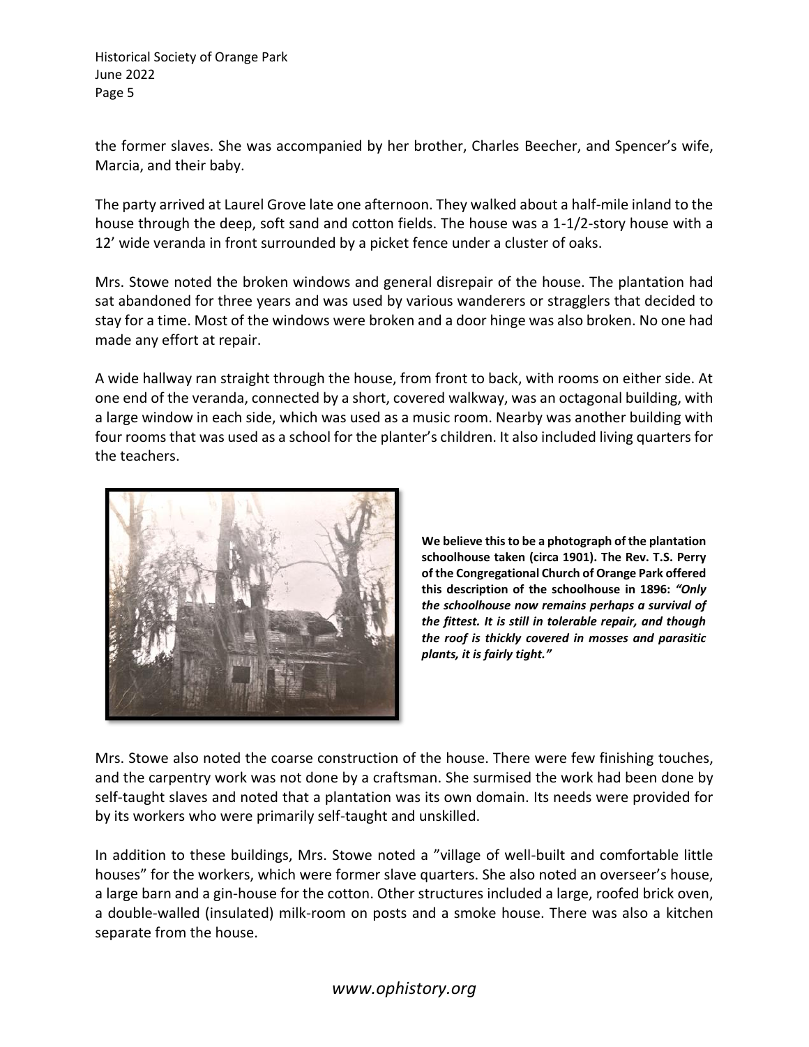the former slaves. She was accompanied by her brother, Charles Beecher, and Spencer's wife, Marcia, and their baby.

The party arrived at Laurel Grove late one afternoon. They walked about a half-mile inland to the house through the deep, soft sand and cotton fields. The house was a 1-1/2-story house with a 12' wide veranda in front surrounded by a picket fence under a cluster of oaks.

Mrs. Stowe noted the broken windows and general disrepair of the house. The plantation had sat abandoned for three years and was used by various wanderers or stragglers that decided to stay for a time. Most of the windows were broken and a door hinge was also broken. No one had made any effort at repair.

A wide hallway ran straight through the house, from front to back, with rooms on either side. At one end of the veranda, connected by a short, covered walkway, was an octagonal building, with a large window in each side, which was used as a music room. Nearby was another building with four rooms that was used as a school for the planter's children. It also included living quarters for the teachers.

**We believe this to be a photograph of the plantation schoolhouse taken (circa 1901). The Rev. T.S. Perry of the Congregational Church of Orange Park offered this description of the schoolhouse in 1896:** ***"Only the schoolhouse now remains perhaps a survival of the fittest. It is still in tolerable repair, and though the roof is thickly covered in mosses and parasitic plants, it is fairly tight."***

Mrs. Stowe also noted the coarse construction of the house. There were few finishing touches, and the carpentry work was not done by a craftsman. She surmised the work had been done by self-taught slaves and noted that a plantation was its own domain. Its needs were provided for by its workers who were primarily self-taught and unskilled.

In addition to these buildings, Mrs. Stowe noted a "village of well-built and comfortable little houses" for the workers, which were former slave quarters. She also noted an overseer's house, a large barn and a gin-house for the cotton. Other structures included a large, roofed brick oven, a double-walled (insulated) milk-room on posts and a smoke house. There was also a kitchen separate from the house.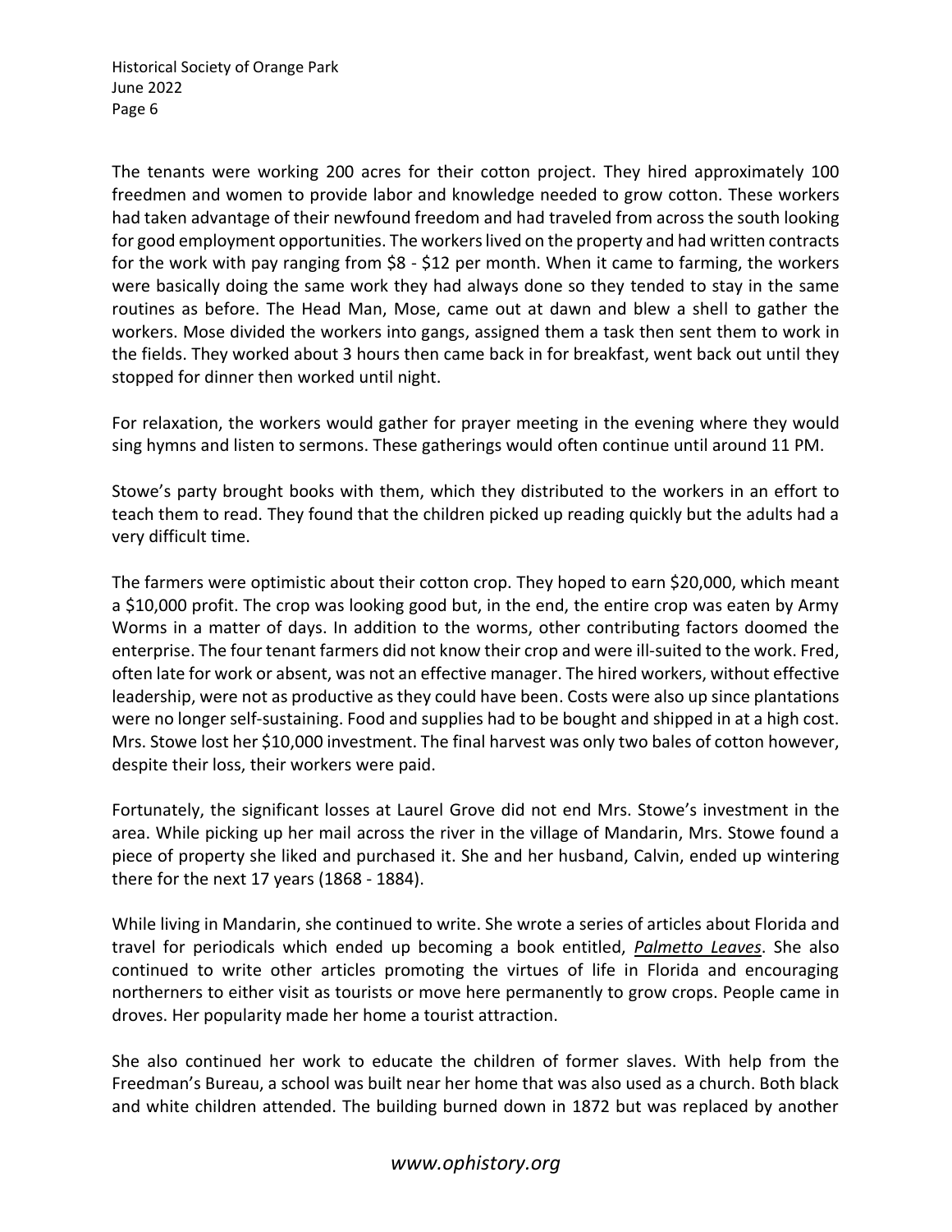The tenants were working 200 acres for their cotton project. They hired approximately 100 freedmen and women to provide labor and knowledge needed to grow cotton. These workers had taken advantage of their newfound freedom and had traveled from across the south looking for good employment opportunities. The workers lived on the property and had written contracts for the work with pay ranging from $8 - $12 per month. When it came to farming, the workers were basically doing the same work they had always done so they tended to stay in the same routines as before. The Head Man, Mose, came out at dawn and blew a shell to gather the workers. Mose divided the workers into gangs, assigned them a task then sent them to work in the fields. They worked about 3 hours then came back in for breakfast, went back out until they stopped for dinner then worked until night.

For relaxation, the workers would gather for prayer meeting in the evening where they would sing hymns and listen to sermons. These gatherings would often continue until around 11 PM.

Stowe's party brought books with them, which they distributed to the workers in an effort to teach them to read. They found that the children picked up reading quickly but the adults had a very difficult time.

The farmers were optimistic about their cotton crop. They hoped to earn $20,000, which meant a $10,000 profit. The crop was looking good but, in the end, the entire crop was eaten by Army Worms in a matter of days. In addition to the worms, other contributing factors doomed the enterprise. The four tenant farmers did not know their crop and were ill-suited to the work. Fred, often late for work or absent, was not an effective manager. The hired workers, without effective leadership, were not as productive as they could have been. Costs were also up since plantations were no longer self-sustaining. Food and supplies had to be bought and shipped in at a high cost. Mrs. Stowe lost her $10,000 investment. The final harvest was only two bales of cotton however, despite their loss, their workers were paid.

Fortunately, the significant losses at Laurel Grove did not end Mrs. Stowe's investment in the area. While picking up her mail across the river in the village of Mandarin, Mrs. Stowe found a piece of property she liked and purchased it. She and her husband, Calvin, ended up wintering there for the next 17 years (1868 - 1884).

While living in Mandarin, she continued to write. She wrote a series of articles about Florida and travel for periodicals which ended up becoming a book entitled, *Palmetto Leaves*. She also continued to write other articles promoting the virtues of life in Florida and encouraging northerners to either visit as tourists or move here permanently to grow crops. People came in droves. Her popularity made her home a tourist attraction.

She also continued her work to educate the children of former slaves. With help from the Freedman's Bureau, a school was built near her home that was also used as a church. Both black and white children attended. The building burned down in 1872 but was replaced by another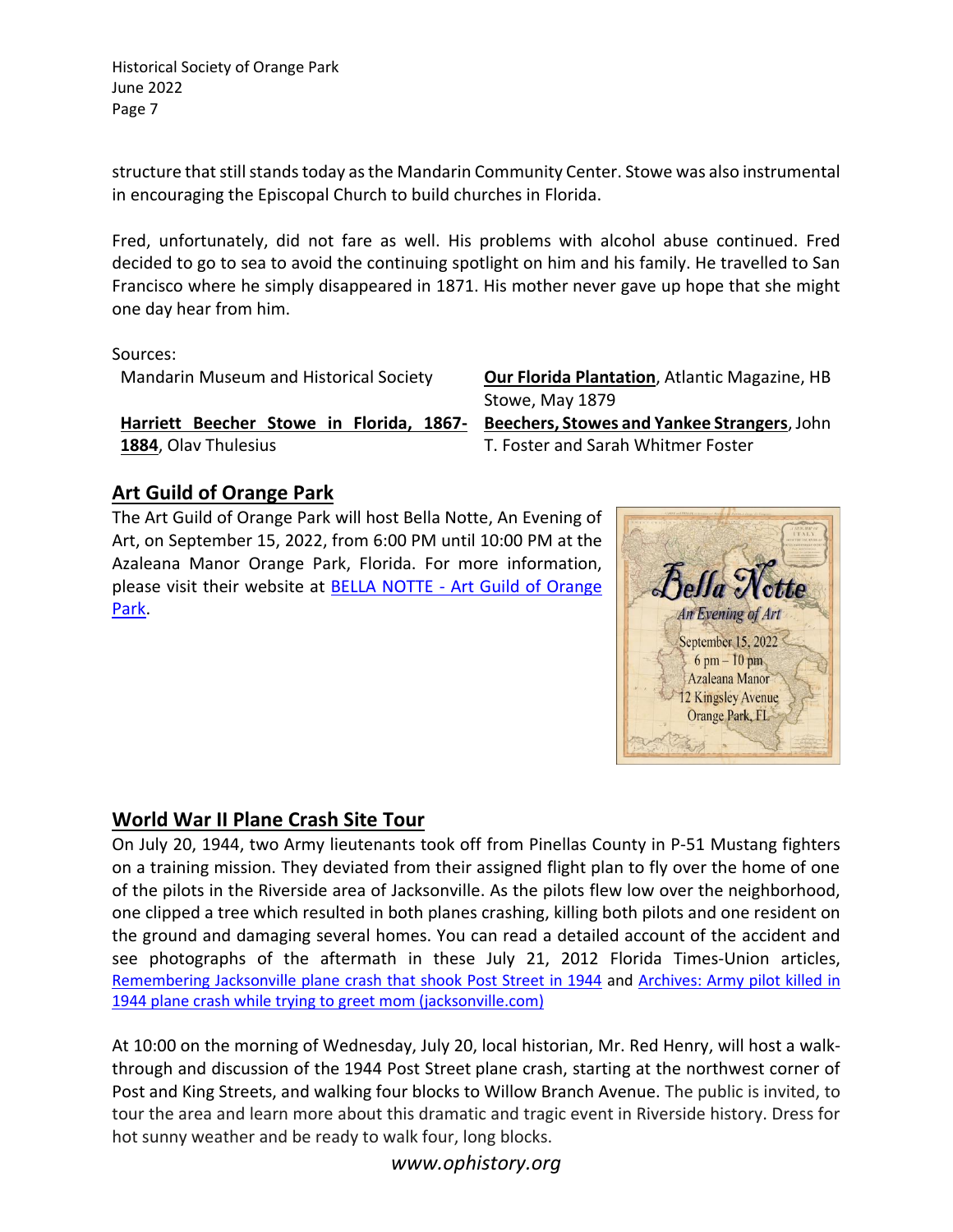structure that still stands today as the Mandarin Community Center. Stowe was also instrumental in encouraging the Episcopal Church to build churches in Florida.

Fred, unfortunately, did not fare as well. His problems with alcohol abuse continued. Fred decided to go to sea to avoid the continuing spotlight on him and his family. He travelled to San Francisco where he simply disappeared in 1871. His mother never gave up hope that she might one day hear from him.

Sources:

Mandarin Museum and Historical Society

**Harriett Beecher Stowe in Florida, 1867-1884**, Olav Thulesius

**Our Florida Plantation**, Atlantic Magazine, HB Stowe, May 1879

**Beechers, Stowes and Yankee Strangers**, John T. Foster and Sarah Whitmer Foster

## Art Guild of Orange Park

The Art Guild of Orange Park will host Bella Notte, An Evening of Art, on September 15, 2022, from 6:00 PM until 10:00 PM at the Azaleana Manor Orange Park, Florida. For more information, please visit their website at BELLA NOTTE - Art Guild of Orange Park.

Bella Notte
An Evening of Art
September 15, 2022
6 pm – 10 pm
Azaleana Manor
12 Kingsley Avenue
Orange Park, FL

## World War II Plane Crash Site Tour

On July 20, 1944, two Army lieutenants took off from Pinellas County in P-51 Mustang fighters on a training mission. They deviated from their assigned flight plan to fly over the home of one of the pilots in the Riverside area of Jacksonville. As the pilots flew low over the neighborhood, one clipped a tree which resulted in both planes crashing, killing both pilots and one resident on the ground and damaging several homes. You can read a detailed account of the accident and see photographs of the aftermath in these July 21, 2012 Florida Times-Union articles, Remembering Jacksonville plane crash that shook Post Street in 1944 and Archives: Army pilot killed in 1944 plane crash while trying to greet mom (jacksonville.com)

At 10:00 on the morning of Wednesday, July 20, local historian, Mr. Red Henry, will host a walk-through and discussion of the 1944 Post Street plane crash, starting at the northwest corner of Post and King Streets, and walking four blocks to Willow Branch Avenue. The public is invited, to tour the area and learn more about this dramatic and tragic event in Riverside history. Dress for hot sunny weather and be ready to walk four, long blocks.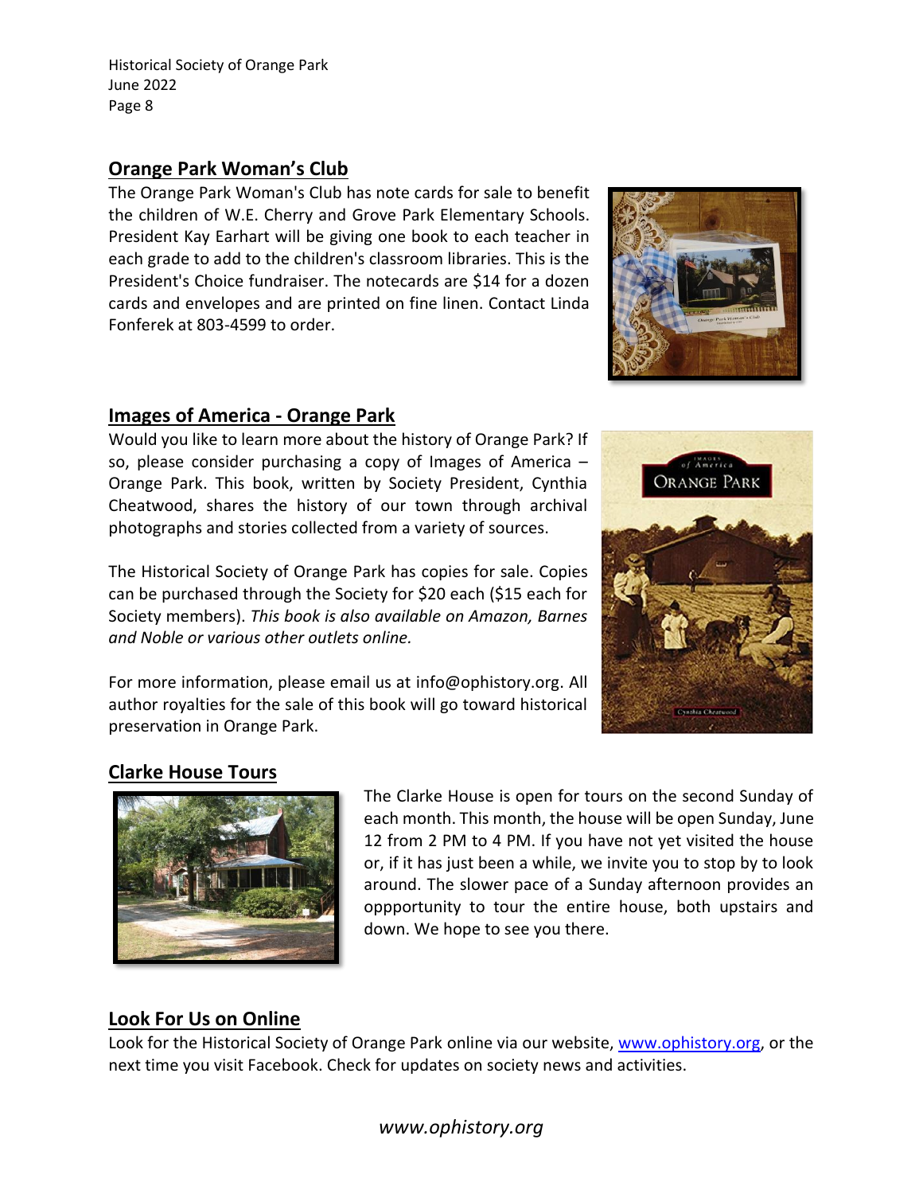## Orange Park Woman's Club

The Orange Park Woman's Club has note cards for sale to benefit the children of W.E. Cherry and Grove Park Elementary Schools. President Kay Earhart will be giving one book to each teacher in each grade to add to the children's classroom libraries. This is the President's Choice fundraiser. The notecards are $14 for a dozen cards and envelopes and are printed on fine linen. Contact Linda Fonferek at 803-4599 to order.

## Images of America - Orange Park

Would you like to learn more about the history of Orange Park? If so, please consider purchasing a copy of Images of America – Orange Park. This book, written by Society President, Cynthia Cheatwood, shares the history of our town through archival photographs and stories collected from a variety of sources.

The Historical Society of Orange Park has copies for sale. Copies can be purchased through the Society for $20 each ($15 each for Society members). *This book is also available on Amazon, Barnes and Noble or various other outlets online.*

For more information, please email us at info@ophistory.org. All author royalties for the sale of this book will go toward historical preservation in Orange Park.

## Clarke House Tours

The Clarke House is open for tours on the second Sunday of each month. This month, the house will be open Sunday, June 12 from 2 PM to 4 PM. If you have not yet visited the house or, if it has just been a while, we invite you to stop by to look around. The slower pace of a Sunday afternoon provides an oppportunity to tour the entire house, both upstairs and down. We hope to see you there.

## Look For Us on Online

Look for the Historical Society of Orange Park online via our website, www.ophistory.org, or the next time you visit Facebook. Check for updates on society news and activities.